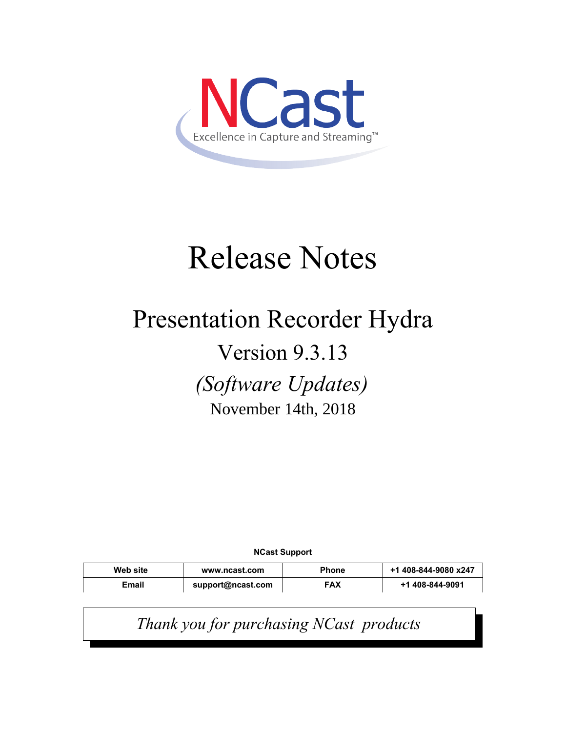NCast

Excellence in Capture and Streaming™

# Release Notes

## Presentation Recorder Hydra

## Version 9.3.13

## *(Software Updates)*

November 14th, 2018

**NCast Support**

| Web site | www.ncast.com | Phone | +1 408-844-9080 x247 |
|---|---|---|---|
| Email | support@ncast.com | FAX | +1 408-844-9091 |

*Thank you for purchasing NCast products*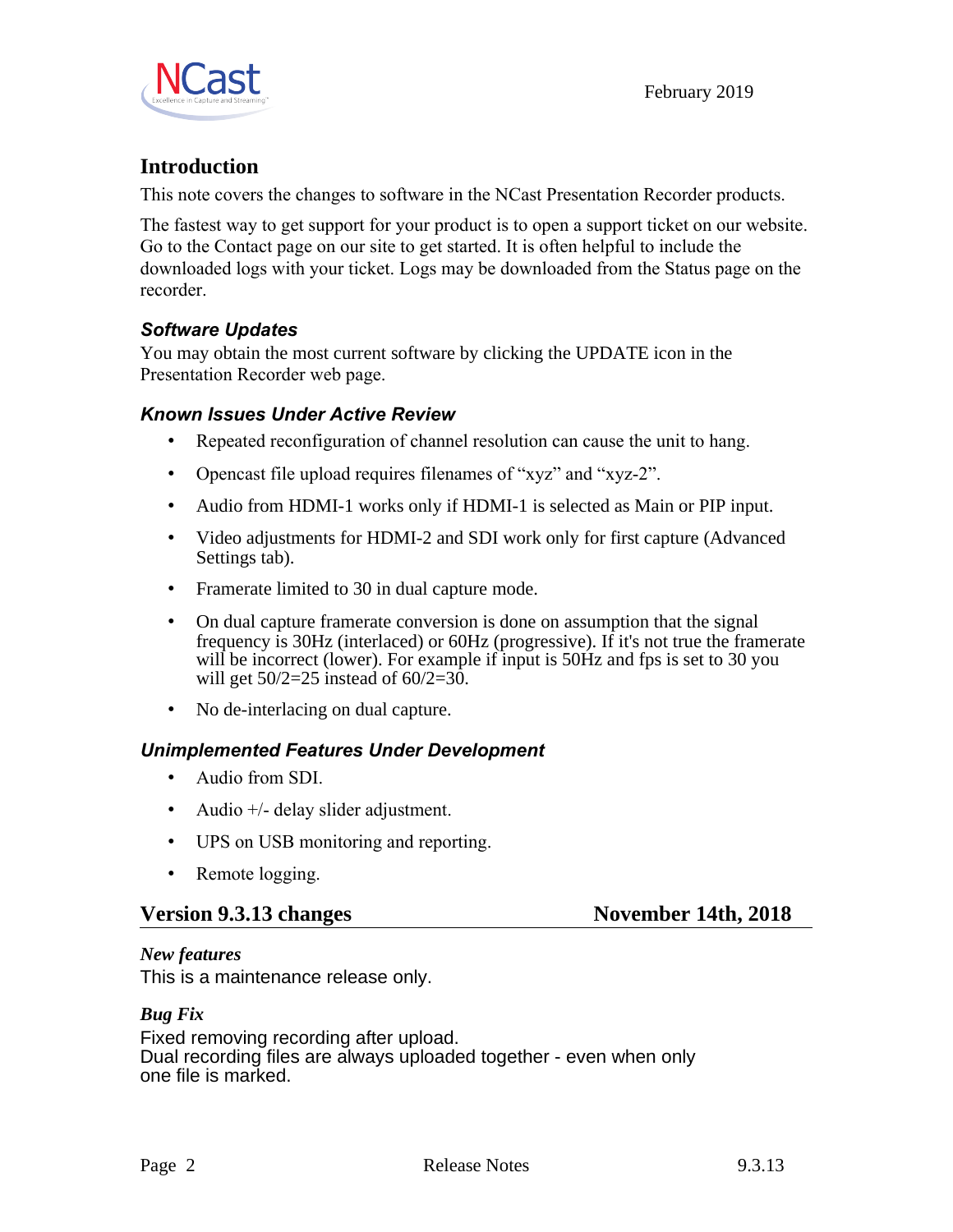February 2019

## Introduction

This note covers the changes to software in the NCast Presentation Recorder products.

The fastest way to get support for your product is to open a support ticket on our website. Go to the Contact page on our site to get started. It is often helpful to include the downloaded logs with your ticket. Logs may be downloaded from the Status page on the recorder.

### *Software Updates*

You may obtain the most current software by clicking the UPDATE icon in the Presentation Recorder web page.

### *Known Issues Under Active Review*

- Repeated reconfiguration of channel resolution can cause the unit to hang.
- Opencast file upload requires filenames of "xyz" and "xyz-2".
- Audio from HDMI-1 works only if HDMI-1 is selected as Main or PIP input.
- Video adjustments for HDMI-2 and SDI work only for first capture (Advanced Settings tab).
- Framerate limited to 30 in dual capture mode.
- On dual capture framerate conversion is done on assumption that the signal frequency is 30Hz (interlaced) or 60Hz (progressive). If it's not true the framerate will be incorrect (lower). For example if input is 50Hz and fps is set to 30 you will get 50/2=25 instead of 60/2=30.
- No de-interlacing on dual capture.

### *Unimplemented Features Under Development*

- Audio from SDI.
- Audio +/- delay slider adjustment.
- UPS on USB monitoring and reporting.
- Remote logging.

## Version 9.3.13 changes — November 14th, 2018

***New features***

This is a maintenance release only.

***Bug Fix***

Fixed removing recording after upload.
Dual recording files are always uploaded together - even when only one file is marked.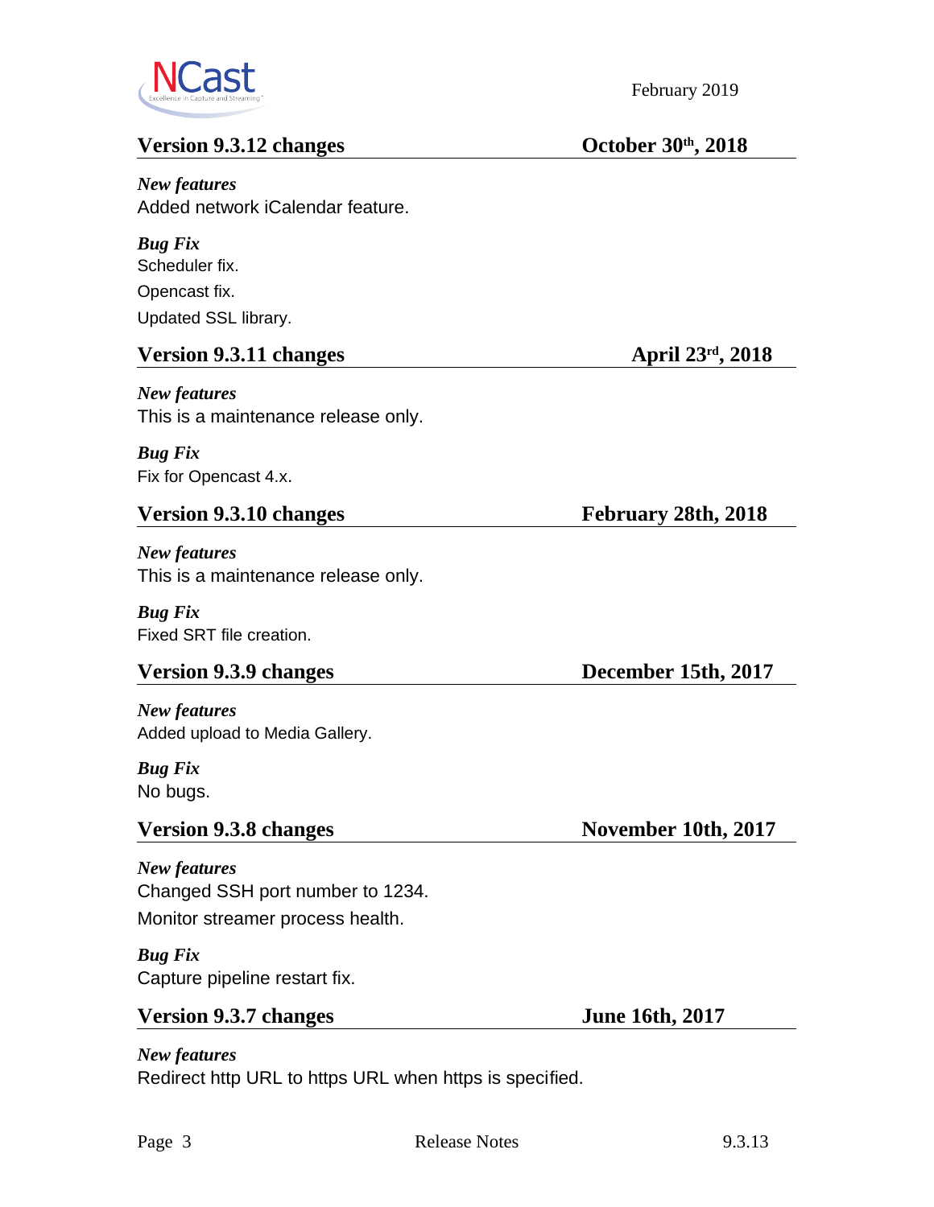## Version 9.3.12 changes — October 30th, 2018

***New features***

Added network iCalendar feature.

***Bug Fix***

Scheduler fix.

Opencast fix.

Updated SSL library.

## Version 9.3.11 changes — April 23rd, 2018

***New features***

This is a maintenance release only.

***Bug Fix***

Fix for Opencast 4.x.

## Version 9.3.10 changes — February 28th, 2018

***New features***

This is a maintenance release only.

***Bug Fix***

Fixed SRT file creation.

## Version 9.3.9 changes — December 15th, 2017

***New features***

Added upload to Media Gallery.

***Bug Fix***

No bugs.

## Version 9.3.8 changes — November 10th, 2017

***New features***

Changed SSH port number to 1234.

Monitor streamer process health.

***Bug Fix***

Capture pipeline restart fix.

## Version 9.3.7 changes — June 16th, 2017

***New features***

Redirect http URL to https URL when https is specified.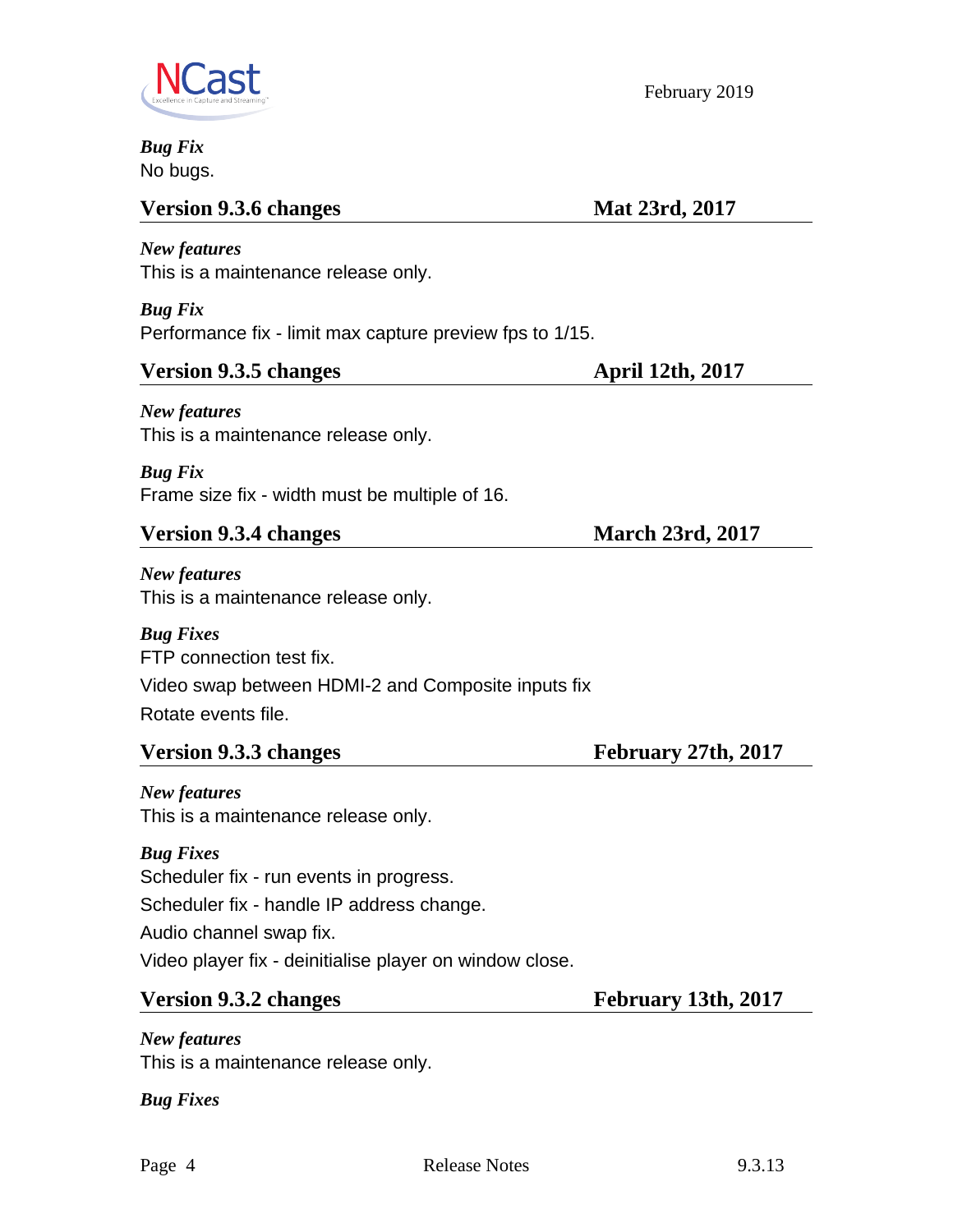*Bug Fix*
No bugs.

## Version 9.3.6 changes — Mat 23rd, 2017

*New features*
This is a maintenance release only.

*Bug Fix*
Performance fix - limit max capture preview fps to 1/15.

## Version 9.3.5 changes — April 12th, 2017

*New features*
This is a maintenance release only.

*Bug Fix*
Frame size fix - width must be multiple of 16.

## Version 9.3.4 changes — March 23rd, 2017

*New features*
This is a maintenance release only.

*Bug Fixes*
FTP connection test fix.

Video swap between HDMI-2 and Composite inputs fix

Rotate events file.

## Version 9.3.3 changes — February 27th, 2017

*New features*
This is a maintenance release only.

*Bug Fixes*
Scheduler fix - run events in progress.

Scheduler fix - handle IP address change.

Audio channel swap fix.

Video player fix - deinitialise player on window close.

## Version 9.3.2 changes — February 13th, 2017

*New features*
This is a maintenance release only.

*Bug Fixes*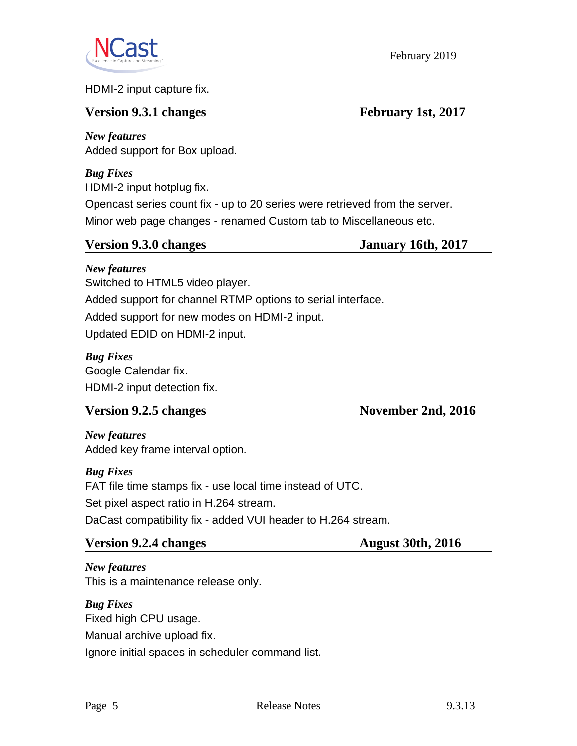HDMI-2 input capture fix.

## Version 9.3.1 changes — February 1st, 2017

***New features***

Added support for Box upload.

***Bug Fixes***

HDMI-2 input hotplug fix.

Opencast series count fix - up to 20 series were retrieved from the server.

Minor web page changes - renamed Custom tab to Miscellaneous etc.

## Version 9.3.0 changes — January 16th, 2017

***New features***

Switched to HTML5 video player.

Added support for channel RTMP options to serial interface.

Added support for new modes on HDMI-2 input.

Updated EDID on HDMI-2 input.

***Bug Fixes***

Google Calendar fix.

HDMI-2 input detection fix.

## Version 9.2.5 changes — November 2nd, 2016

***New features***

Added key frame interval option.

***Bug Fixes***

FAT file time stamps fix - use local time instead of UTC.

Set pixel aspect ratio in H.264 stream.

DaCast compatibility fix - added VUI header to H.264 stream.

## Version 9.2.4 changes — August 30th, 2016

***New features***

This is a maintenance release only.

***Bug Fixes***

Fixed high CPU usage.

Manual archive upload fix.

Ignore initial spaces in scheduler command list.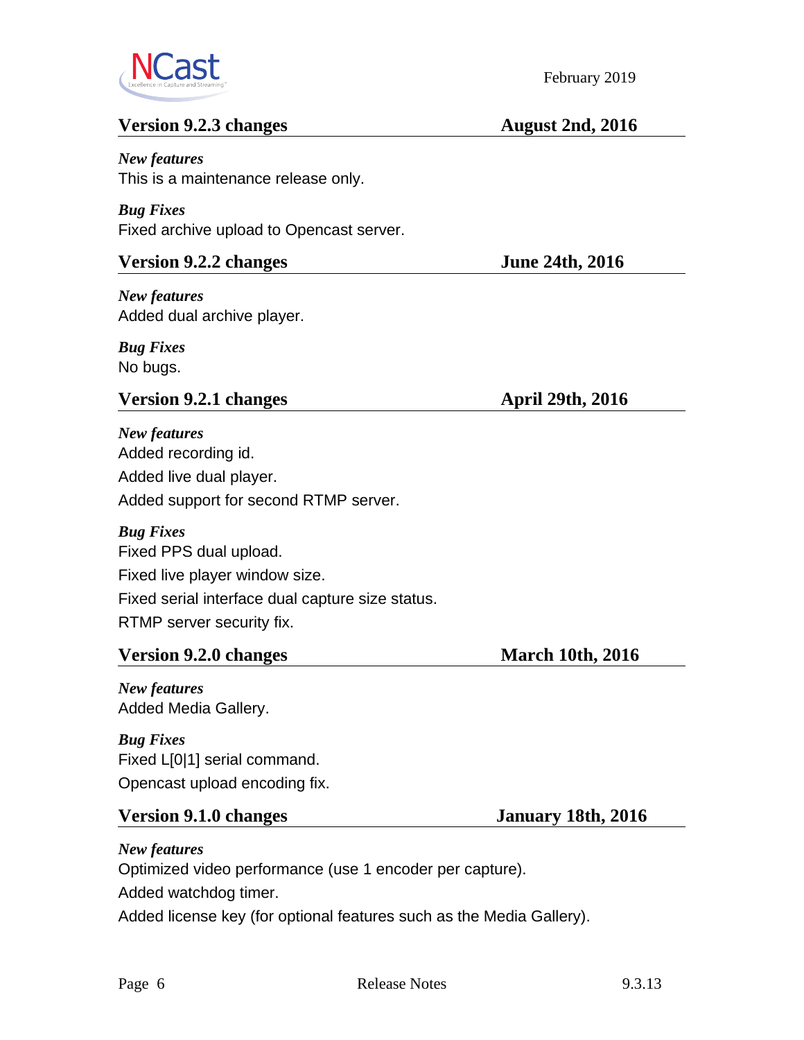## Version 9.2.3 changes — August 2nd, 2016

***New features***

This is a maintenance release only.

***Bug Fixes***

Fixed archive upload to Opencast server.

## Version 9.2.2 changes — June 24th, 2016

***New features***

Added dual archive player.

***Bug Fixes***

No bugs.

## Version 9.2.1 changes — April 29th, 2016

***New features***

Added recording id.

Added live dual player.

Added support for second RTMP server.

***Bug Fixes***

Fixed PPS dual upload.

Fixed live player window size.

Fixed serial interface dual capture size status.

RTMP server security fix.

## Version 9.2.0 changes — March 10th, 2016

***New features***

Added Media Gallery.

***Bug Fixes***

Fixed L[0|1] serial command.

Opencast upload encoding fix.

## Version 9.1.0 changes — January 18th, 2016

***New features***

Optimized video performance (use 1 encoder per capture).

Added watchdog timer.

Added license key (for optional features such as the Media Gallery).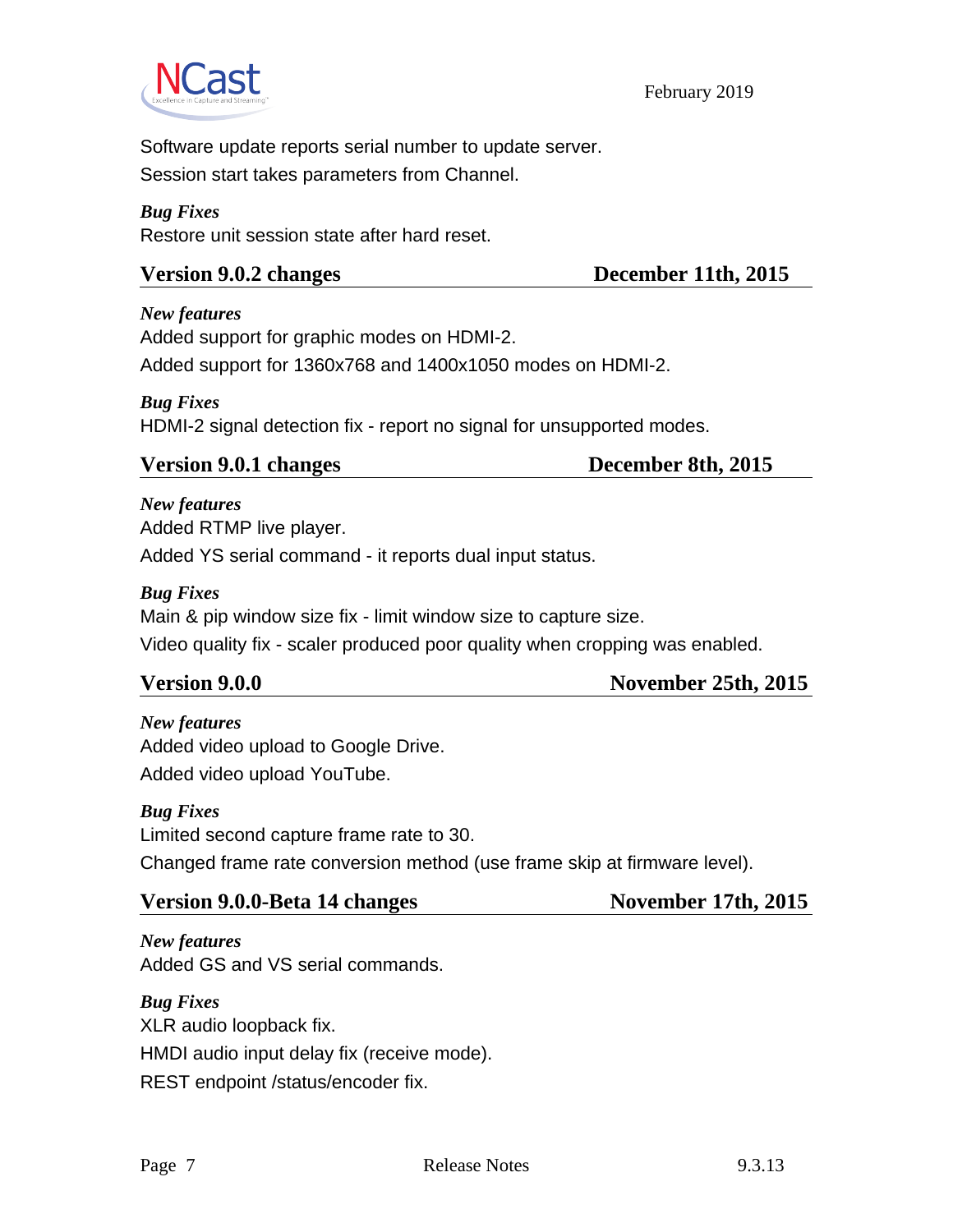Software update reports serial number to update server.

Session start takes parameters from Channel.

***Bug Fixes***

Restore unit session state after hard reset.

## Version 9.0.2 changes — December 11th, 2015

***New features***

Added support for graphic modes on HDMI-2.

Added support for 1360x768 and 1400x1050 modes on HDMI-2.

***Bug Fixes***

HDMI-2 signal detection fix - report no signal for unsupported modes.

## Version 9.0.1 changes — December 8th, 2015

***New features***

Added RTMP live player.

Added YS serial command - it reports dual input status.

***Bug Fixes***

Main & pip window size fix - limit window size to capture size.

Video quality fix - scaler produced poor quality when cropping was enabled.

## Version 9.0.0 — November 25th, 2015

***New features***

Added video upload to Google Drive.

Added video upload YouTube.

***Bug Fixes***

Limited second capture frame rate to 30.

Changed frame rate conversion method (use frame skip at firmware level).

## Version 9.0.0-Beta 14 changes — November 17th, 2015

***New features***

Added GS and VS serial commands.

***Bug Fixes***

XLR audio loopback fix.

HMDI audio input delay fix (receive mode).

REST endpoint /status/encoder fix.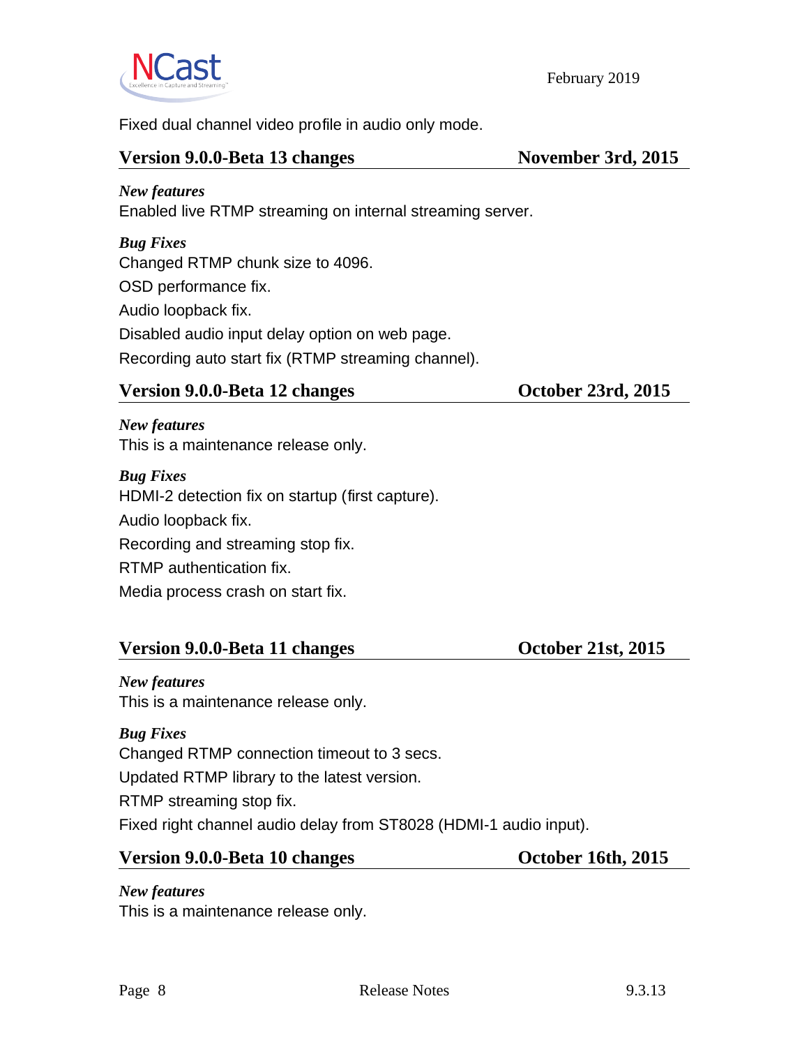Fixed dual channel video profile in audio only mode.

## Version 9.0.0-Beta 13 changes — November 3rd, 2015

*New features*

Enabled live RTMP streaming on internal streaming server.

*Bug Fixes*

Changed RTMP chunk size to 4096.

OSD performance fix.

Audio loopback fix.

Disabled audio input delay option on web page.

Recording auto start fix (RTMP streaming channel).

## Version 9.0.0-Beta 12 changes — October 23rd, 2015

*New features*

This is a maintenance release only.

*Bug Fixes*

HDMI-2 detection fix on startup (first capture).

Audio loopback fix.

Recording and streaming stop fix.

RTMP authentication fix.

Media process crash on start fix.

## Version 9.0.0-Beta 11 changes — October 21st, 2015

*New features*

This is a maintenance release only.

*Bug Fixes*

Changed RTMP connection timeout to 3 secs.

Updated RTMP library to the latest version.

RTMP streaming stop fix.

Fixed right channel audio delay from ST8028 (HDMI-1 audio input).

## Version 9.0.0-Beta 10 changes — October 16th, 2015

*New features*

This is a maintenance release only.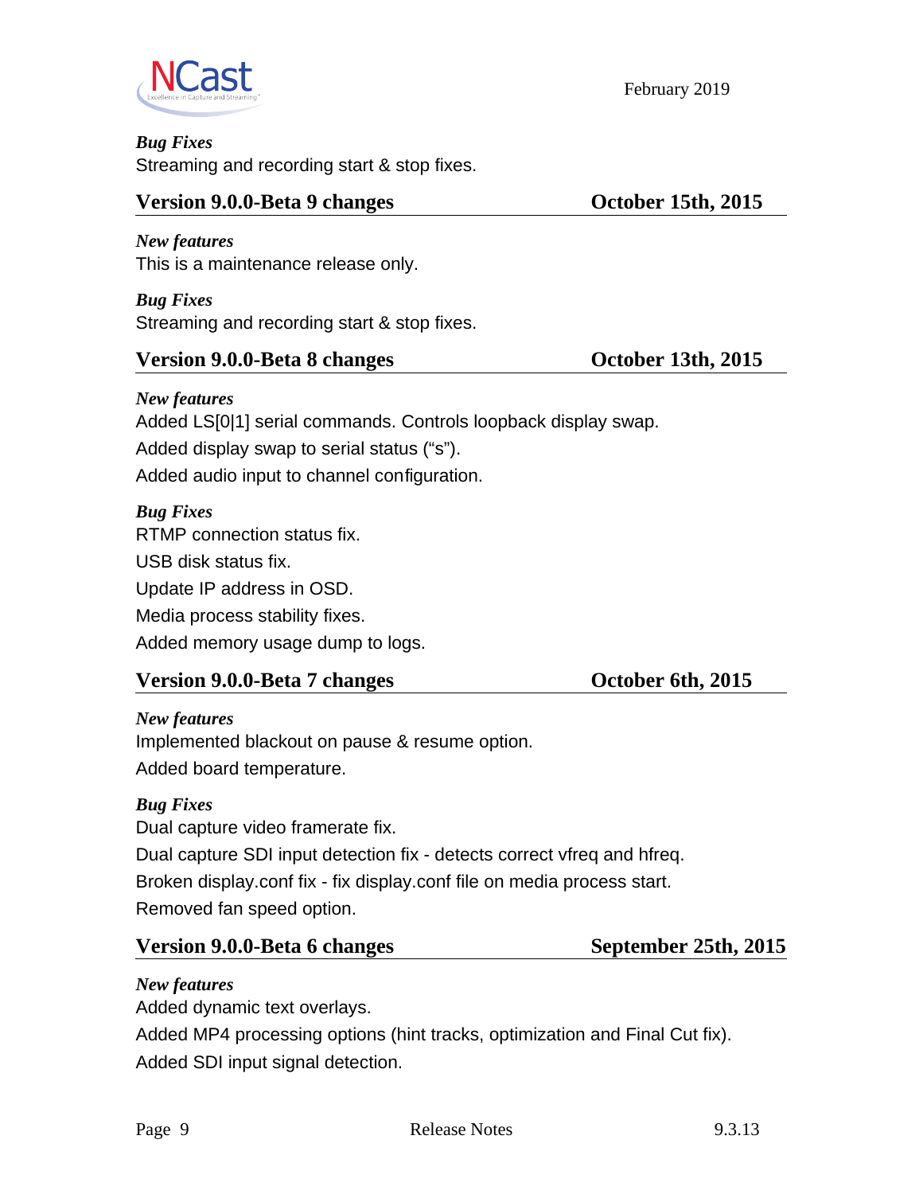***Bug Fixes***

Streaming and recording start & stop fixes.

## Version 9.0.0-Beta 9 changes — October 15th, 2015

***New features***

This is a maintenance release only.

***Bug Fixes***

Streaming and recording start & stop fixes.

## Version 9.0.0-Beta 8 changes — October 13th, 2015

***New features***

Added LS[0|1] serial commands. Controls loopback display swap.

Added display swap to serial status (“s”).

Added audio input to channel configuration.

***Bug Fixes***

RTMP connection status fix.

USB disk status fix.

Update IP address in OSD.

Media process stability fixes.

Added memory usage dump to logs.

## Version 9.0.0-Beta 7 changes — October 6th, 2015

***New features***

Implemented blackout on pause & resume option.

Added board temperature.

***Bug Fixes***

Dual capture video framerate fix.

Dual capture SDI input detection fix - detects correct vfreq and hfreq.

Broken display.conf fix - fix display.conf file on media process start.

Removed fan speed option.

## Version 9.0.0-Beta 6 changes — September 25th, 2015

***New features***

Added dynamic text overlays.

Added MP4 processing options (hint tracks, optimization and Final Cut fix).

Added SDI input signal detection.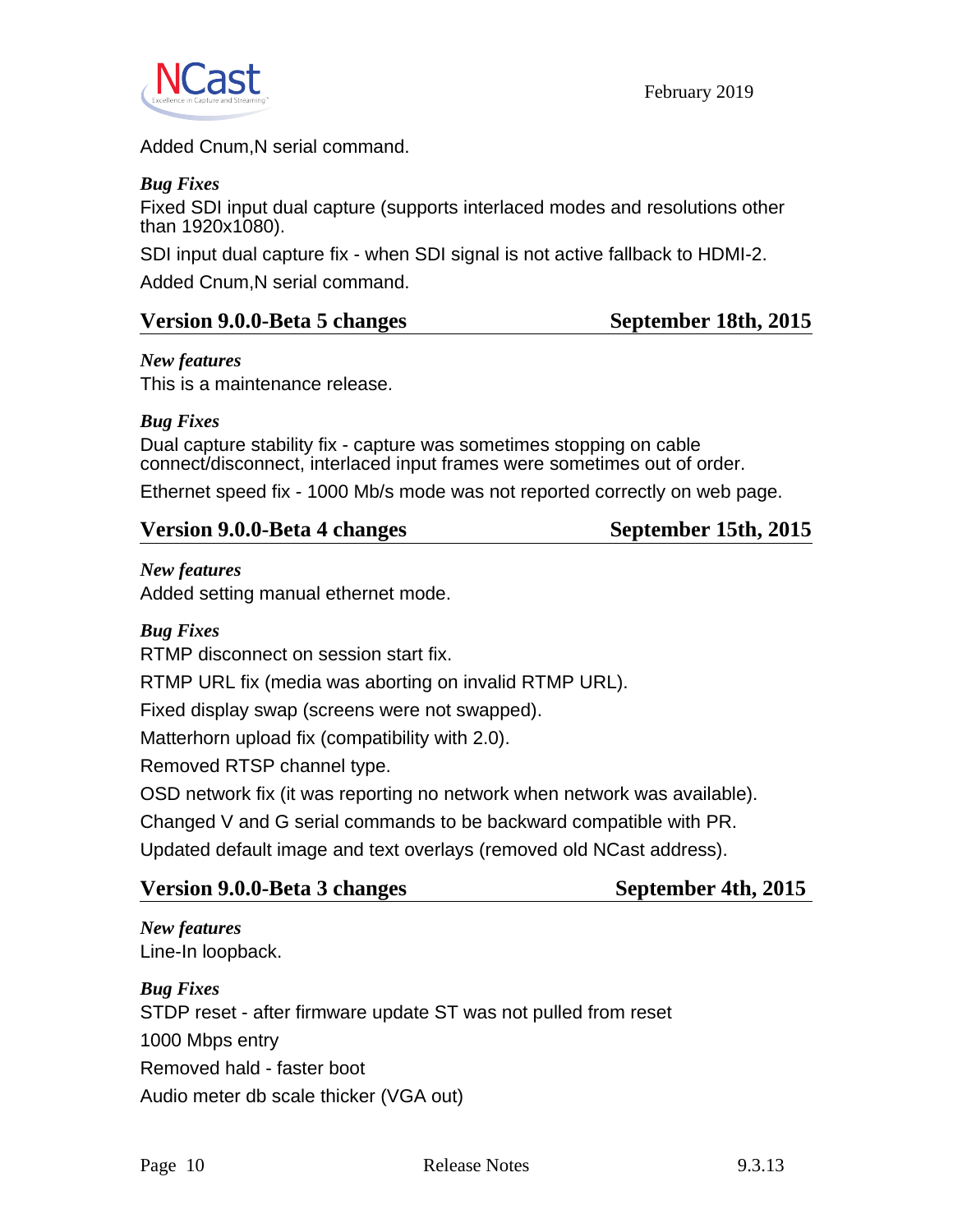Added Cnum,N serial command.

*Bug Fixes*

Fixed SDI input dual capture (supports interlaced modes and resolutions other than 1920x1080).

SDI input dual capture fix - when SDI signal is not active fallback to HDMI-2.

Added Cnum,N serial command.

## Version 9.0.0-Beta 5 changes — September 18th, 2015

*New features*

This is a maintenance release.

*Bug Fixes*

Dual capture stability fix - capture was sometimes stopping on cable connect/disconnect, interlaced input frames were sometimes out of order.

Ethernet speed fix - 1000 Mb/s mode was not reported correctly on web page.

## Version 9.0.0-Beta 4 changes — September 15th, 2015

*New features*

Added setting manual ethernet mode.

*Bug Fixes*

RTMP disconnect on session start fix.

RTMP URL fix (media was aborting on invalid RTMP URL).

Fixed display swap (screens were not swapped).

Matterhorn upload fix (compatibility with 2.0).

Removed RTSP channel type.

OSD network fix (it was reporting no network when network was available).

Changed V and G serial commands to be backward compatible with PR.

Updated default image and text overlays (removed old NCast address).

## Version 9.0.0-Beta 3 changes — September 4th, 2015

*New features*

Line-In loopback.

*Bug Fixes*

STDP reset - after firmware update ST was not pulled from reset

1000 Mbps entry

Removed hald - faster boot

Audio meter db scale thicker (VGA out)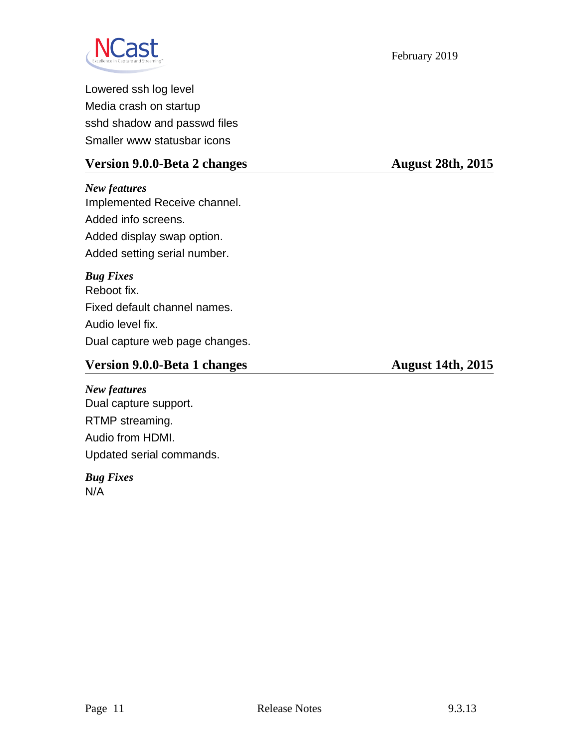Lowered ssh log level

Media crash on startup

sshd shadow and passwd files

Smaller www statusbar icons

## Version 9.0.0-Beta 2 changes — August 28th, 2015

***New features***

Implemented Receive channel.

Added info screens.

Added display swap option.

Added setting serial number.

***Bug Fixes***

Reboot fix.

Fixed default channel names.

Audio level fix.

Dual capture web page changes.

## Version 9.0.0-Beta 1 changes — August 14th, 2015

***New features***

Dual capture support.

RTMP streaming.

Audio from HDMI.

Updated serial commands.

***Bug Fixes***

N/A